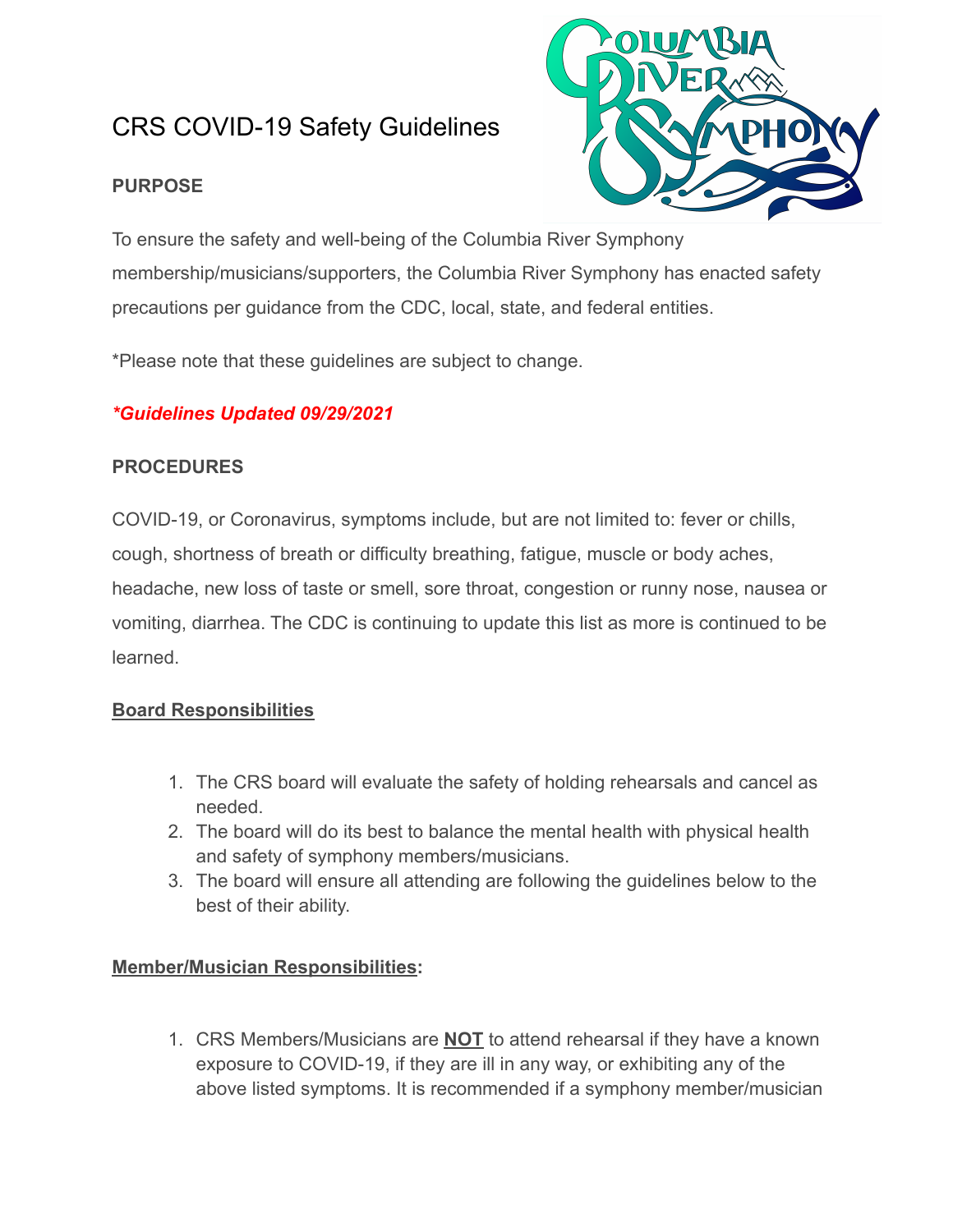# CRS COVID-19 Safety Guidelines

**PURPOSE**

To ensure the safety and well-being of the Columbia River Symphony membership/musicians/supporters, the Columbia River Symphony has enacted safety precautions per guidance from the CDC, local, state, and federal entities.

*Please note that these guidelines are subject to change.

***\*Guidelines Updated 09/29/2021***

**PROCEDURES**

COVID-19, or Coronavirus, symptoms include, but are not limited to: fever or chills, cough, shortness of breath or difficulty breathing, fatigue, muscle or body aches, headache, new loss of taste or smell, sore throat, congestion or runny nose, nausea or vomiting, diarrhea. The CDC is continuing to update this list as more is continued to be learned.

**Board Responsibilities**

1. The CRS board will evaluate the safety of holding rehearsals and cancel as needed.
2. The board will do its best to balance the mental health with physical health and safety of symphony members/musicians.
3. The board will ensure all attending are following the guidelines below to the best of their ability.

**Member/Musician Responsibilities:**

1. CRS Members/Musicians are **NOT** to attend rehearsal if they have a known exposure to COVID-19, if they are ill in any way, or exhibiting any of the above listed symptoms. It is recommended if a symphony member/musician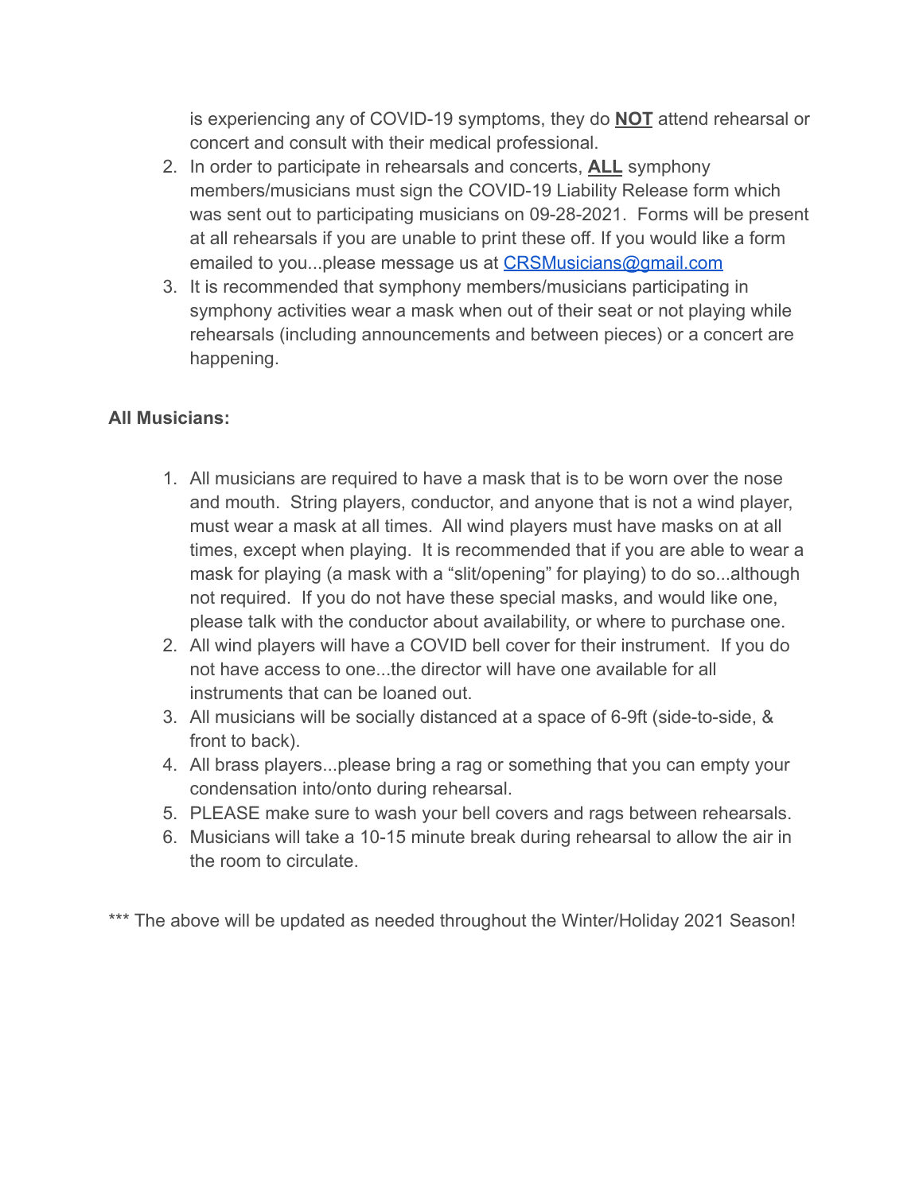is experiencing any of COVID-19 symptoms, they do **NOT** attend rehearsal or concert and consult with their medical professional.

2. In order to participate in rehearsals and concerts, **ALL** symphony members/musicians must sign the COVID-19 Liability Release form which was sent out to participating musicians on 09-28-2021. Forms will be present at all rehearsals if you are unable to print these off. If you would like a form emailed to you...please message us at CRSMusicians@gmail.com
3. It is recommended that symphony members/musicians participating in symphony activities wear a mask when out of their seat or not playing while rehearsals (including announcements and between pieces) or a concert are happening.

**All Musicians:**

1. All musicians are required to have a mask that is to be worn over the nose and mouth. String players, conductor, and anyone that is not a wind player, must wear a mask at all times. All wind players must have masks on at all times, except when playing. It is recommended that if you are able to wear a mask for playing (a mask with a "slit/opening" for playing) to do so...although not required. If you do not have these special masks, and would like one, please talk with the conductor about availability, or where to purchase one.
2. All wind players will have a COVID bell cover for their instrument. If you do not have access to one...the director will have one available for all instruments that can be loaned out.
3. All musicians will be socially distanced at a space of 6-9ft (side-to-side, & front to back).
4. All brass players...please bring a rag or something that you can empty your condensation into/onto during rehearsal.
5. PLEASE make sure to wash your bell covers and rags between rehearsals.
6. Musicians will take a 10-15 minute break during rehearsal to allow the air in the room to circulate.

*** The above will be updated as needed throughout the Winter/Holiday 2021 Season!